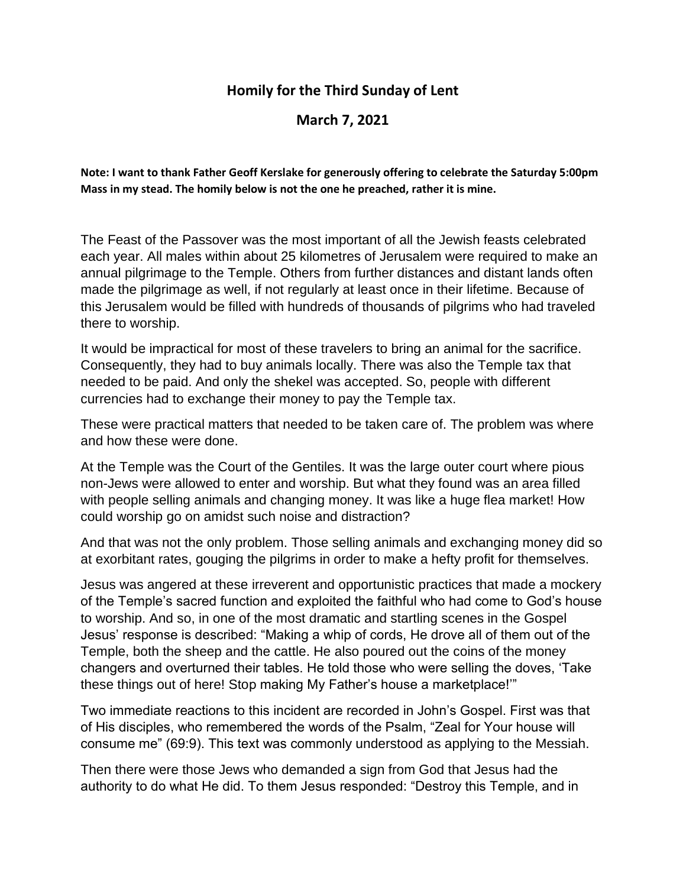# Homily for the Third Sunday of Lent

## March 7, 2021

**Note: I want to thank Father Geoff Kerslake for generously offering to celebrate the Saturday 5:00pm Mass in my stead. The homily below is not the one he preached, rather it is mine.**

The Feast of the Passover was the most important of all the Jewish feasts celebrated each year. All males within about 25 kilometres of Jerusalem were required to make an annual pilgrimage to the Temple. Others from further distances and distant lands often made the pilgrimage as well, if not regularly at least once in their lifetime. Because of this Jerusalem would be filled with hundreds of thousands of pilgrims who had traveled there to worship.

It would be impractical for most of these travelers to bring an animal for the sacrifice. Consequently, they had to buy animals locally. There was also the Temple tax that needed to be paid. And only the shekel was accepted. So, people with different currencies had to exchange their money to pay the Temple tax.

These were practical matters that needed to be taken care of. The problem was where and how these were done.

At the Temple was the Court of the Gentiles. It was the large outer court where pious non-Jews were allowed to enter and worship. But what they found was an area filled with people selling animals and changing money. It was like a huge flea market! How could worship go on amidst such noise and distraction?

And that was not the only problem. Those selling animals and exchanging money did so at exorbitant rates, gouging the pilgrims in order to make a hefty profit for themselves.

Jesus was angered at these irreverent and opportunistic practices that made a mockery of the Temple's sacred function and exploited the faithful who had come to God's house to worship. And so, in one of the most dramatic and startling scenes in the Gospel Jesus' response is described: "Making a whip of cords, He drove all of them out of the Temple, both the sheep and the cattle. He also poured out the coins of the money changers and overturned their tables. He told those who were selling the doves, 'Take these things out of here! Stop making My Father's house a marketplace!'"

Two immediate reactions to this incident are recorded in John's Gospel. First was that of His disciples, who remembered the words of the Psalm, "Zeal for Your house will consume me" (69:9). This text was commonly understood as applying to the Messiah.

Then there were those Jews who demanded a sign from God that Jesus had the authority to do what He did. To them Jesus responded: "Destroy this Temple, and in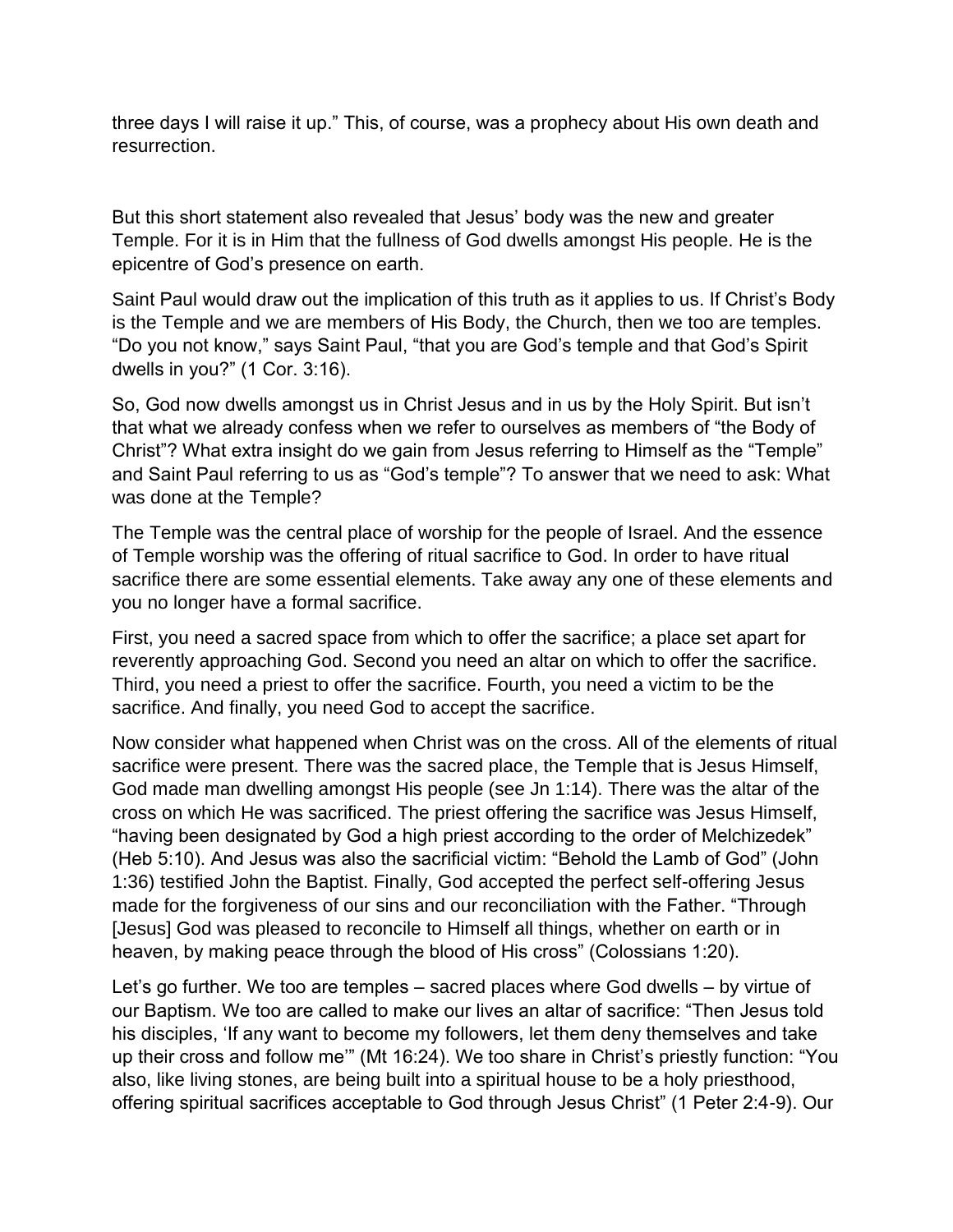three days I will raise it up." This, of course, was a prophecy about His own death and resurrection.

But this short statement also revealed that Jesus' body was the new and greater Temple. For it is in Him that the fullness of God dwells amongst His people. He is the epicentre of God's presence on earth.

Saint Paul would draw out the implication of this truth as it applies to us. If Christ's Body is the Temple and we are members of His Body, the Church, then we too are temples. "Do you not know," says Saint Paul, "that you are God's temple and that God's Spirit dwells in you?" (1 Cor. 3:16).

So, God now dwells amongst us in Christ Jesus and in us by the Holy Spirit. But isn't that what we already confess when we refer to ourselves as members of "the Body of Christ"? What extra insight do we gain from Jesus referring to Himself as the "Temple" and Saint Paul referring to us as "God's temple"? To answer that we need to ask: What was done at the Temple?

The Temple was the central place of worship for the people of Israel. And the essence of Temple worship was the offering of ritual sacrifice to God. In order to have ritual sacrifice there are some essential elements. Take away any one of these elements and you no longer have a formal sacrifice.

First, you need a sacred space from which to offer the sacrifice; a place set apart for reverently approaching God. Second you need an altar on which to offer the sacrifice. Third, you need a priest to offer the sacrifice. Fourth, you need a victim to be the sacrifice. And finally, you need God to accept the sacrifice.

Now consider what happened when Christ was on the cross. All of the elements of ritual sacrifice were present. There was the sacred place, the Temple that is Jesus Himself, God made man dwelling amongst His people (see Jn 1:14). There was the altar of the cross on which He was sacrificed. The priest offering the sacrifice was Jesus Himself, "having been designated by God a high priest according to the order of Melchizedek" (Heb 5:10). And Jesus was also the sacrificial victim: "Behold the Lamb of God" (John 1:36) testified John the Baptist. Finally, God accepted the perfect self-offering Jesus made for the forgiveness of our sins and our reconciliation with the Father. "Through [Jesus] God was pleased to reconcile to Himself all things, whether on earth or in heaven, by making peace through the blood of His cross" (Colossians 1:20).

Let's go further. We too are temples – sacred places where God dwells – by virtue of our Baptism. We too are called to make our lives an altar of sacrifice: "Then Jesus told his disciples, 'If any want to become my followers, let them deny themselves and take up their cross and follow me'" (Mt 16:24). We too share in Christ's priestly function: "You also, like living stones, are being built into a spiritual house to be a holy priesthood, offering spiritual sacrifices acceptable to God through Jesus Christ" (1 Peter 2:4-9). Our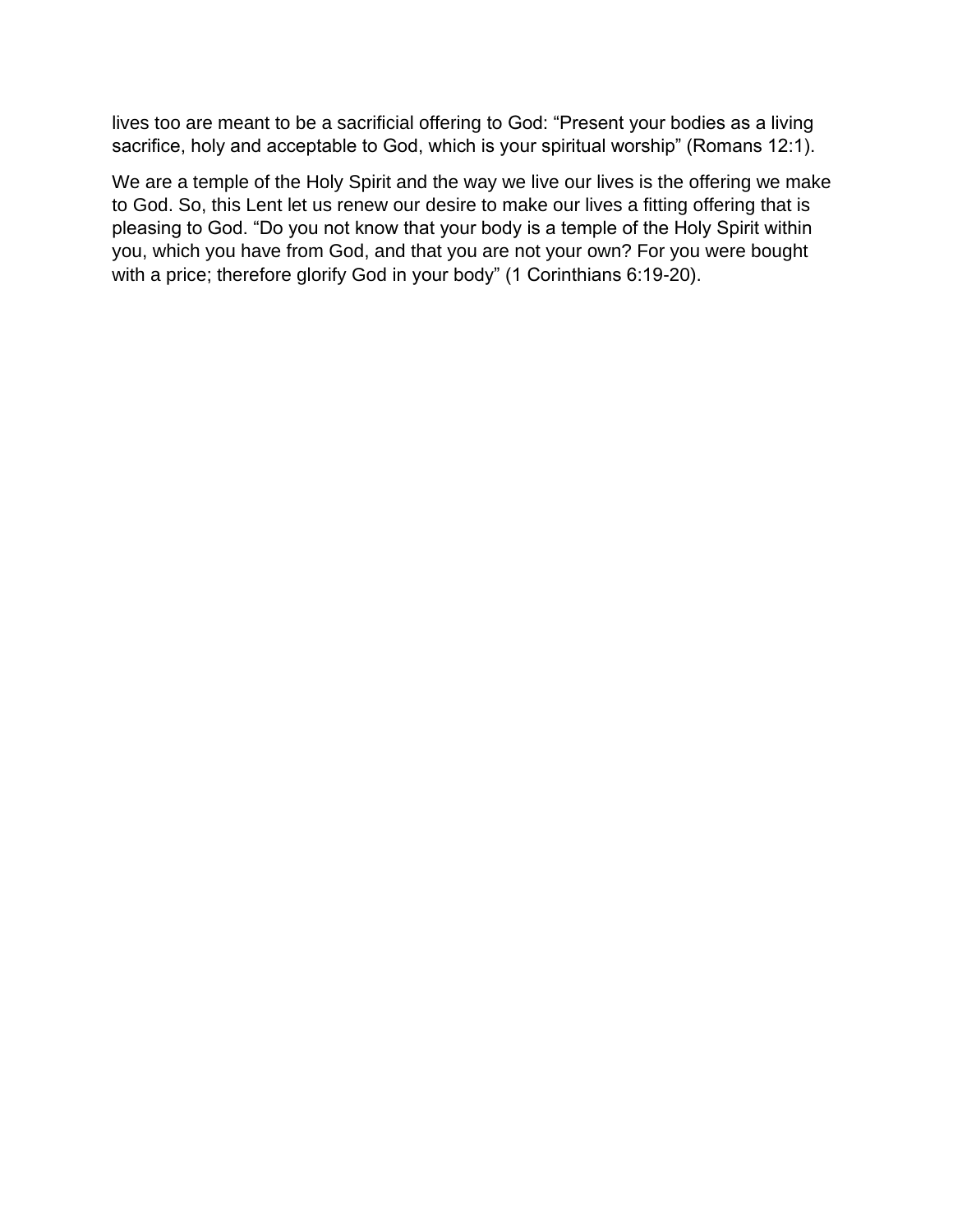lives too are meant to be a sacrificial offering to God: “Present your bodies as a living sacrifice, holy and acceptable to God, which is your spiritual worship” (Romans 12:1).

We are a temple of the Holy Spirit and the way we live our lives is the offering we make to God. So, this Lent let us renew our desire to make our lives a fitting offering that is pleasing to God. “Do you not know that your body is a temple of the Holy Spirit within you, which you have from God, and that you are not your own? For you were bought with a price; therefore glorify God in your body” (1 Corinthians 6:19-20).